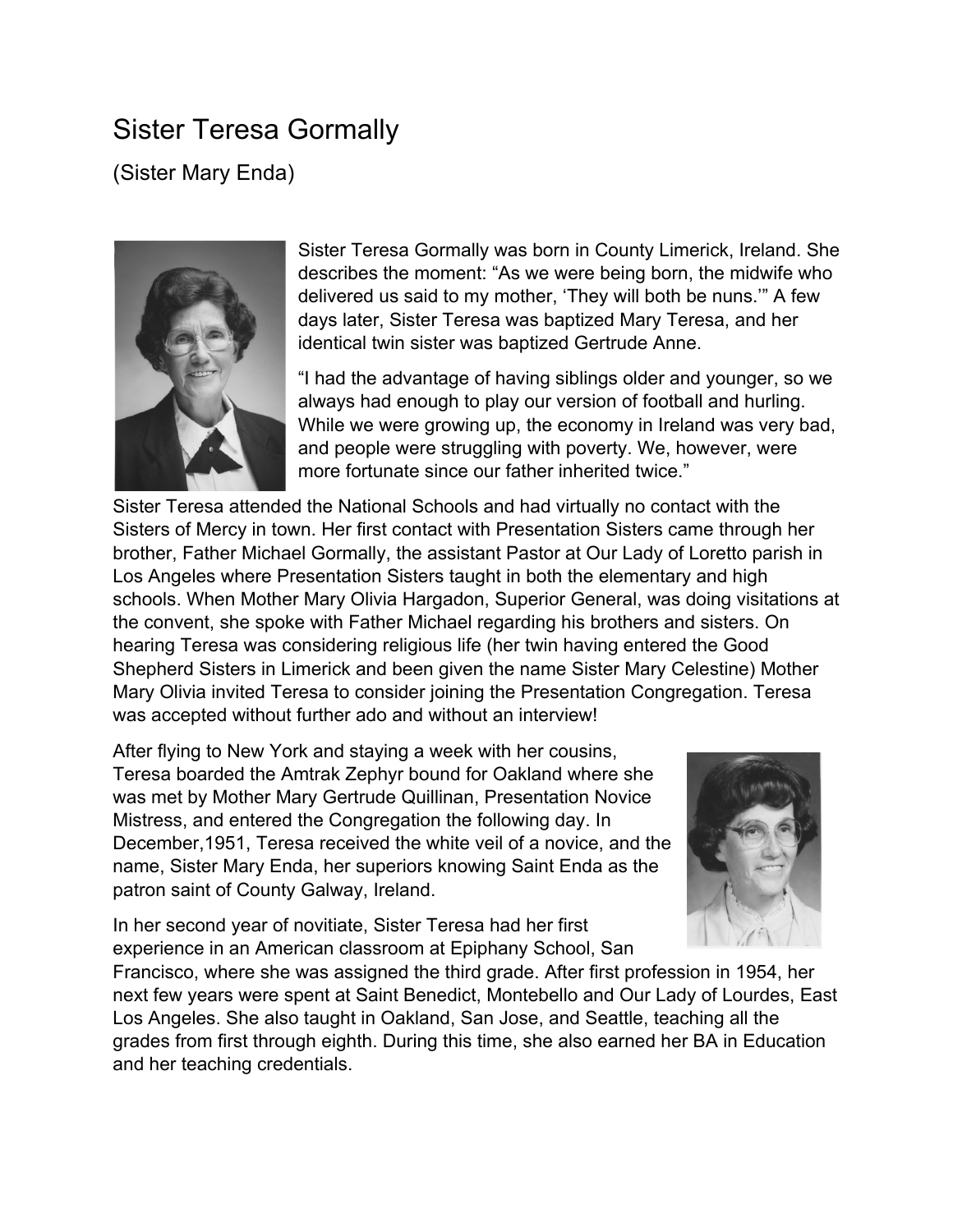# Sister Teresa Gormally

(Sister Mary Enda)

Sister Teresa Gormally was born in County Limerick, Ireland. She describes the moment: "As we were being born, the midwife who delivered us said to my mother, 'They will both be nuns.'" A few days later, Sister Teresa was baptized Mary Teresa, and her identical twin sister was baptized Gertrude Anne.

"I had the advantage of having siblings older and younger, so we always had enough to play our version of football and hurling. While we were growing up, the economy in Ireland was very bad, and people were struggling with poverty. We, however, were more fortunate since our father inherited twice."

Sister Teresa attended the National Schools and had virtually no contact with the Sisters of Mercy in town. Her first contact with Presentation Sisters came through her brother, Father Michael Gormally, the assistant Pastor at Our Lady of Loretto parish in Los Angeles where Presentation Sisters taught in both the elementary and high schools. When Mother Mary Olivia Hargadon, Superior General, was doing visitations at the convent, she spoke with Father Michael regarding his brothers and sisters. On hearing Teresa was considering religious life (her twin having entered the Good Shepherd Sisters in Limerick and been given the name Sister Mary Celestine) Mother Mary Olivia invited Teresa to consider joining the Presentation Congregation. Teresa was accepted without further ado and without an interview!

After flying to New York and staying a week with her cousins, Teresa boarded the Amtrak Zephyr bound for Oakland where she was met by Mother Mary Gertrude Quillinan, Presentation Novice Mistress, and entered the Congregation the following day. In December,1951, Teresa received the white veil of a novice, and the name, Sister Mary Enda, her superiors knowing Saint Enda as the patron saint of County Galway, Ireland.

In her second year of novitiate, Sister Teresa had her first experience in an American classroom at Epiphany School, San Francisco, where she was assigned the third grade. After first profession in 1954, her next few years were spent at Saint Benedict, Montebello and Our Lady of Lourdes, East Los Angeles. She also taught in Oakland, San Jose, and Seattle, teaching all the grades from first through eighth. During this time, she also earned her BA in Education and her teaching credentials.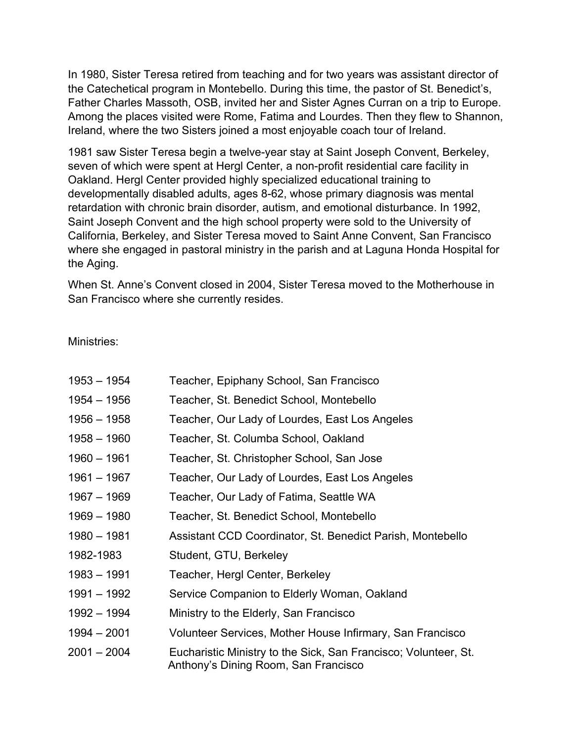In 1980, Sister Teresa retired from teaching and for two years was assistant director of the Catechetical program in Montebello. During this time, the pastor of St. Benedict's, Father Charles Massoth, OSB, invited her and Sister Agnes Curran on a trip to Europe. Among the places visited were Rome, Fatima and Lourdes. Then they flew to Shannon, Ireland, where the two Sisters joined a most enjoyable coach tour of Ireland.

1981 saw Sister Teresa begin a twelve-year stay at Saint Joseph Convent, Berkeley, seven of which were spent at Hergl Center, a non-profit residential care facility in Oakland. Hergl Center provided highly specialized educational training to developmentally disabled adults, ages 8-62, whose primary diagnosis was mental retardation with chronic brain disorder, autism, and emotional disturbance. In 1992, Saint Joseph Convent and the high school property were sold to the University of California, Berkeley, and Sister Teresa moved to Saint Anne Convent, San Francisco where she engaged in pastoral ministry in the parish and at Laguna Honda Hospital for the Aging.

When St. Anne's Convent closed in 2004, Sister Teresa moved to the Motherhouse in San Francisco where she currently resides.

Ministries:

| | |
|---|---|
| 1953 – 1954 | Teacher, Epiphany School, San Francisco |
| 1954 – 1956 | Teacher, St. Benedict School, Montebello |
| 1956 – 1958 | Teacher, Our Lady of Lourdes, East Los Angeles |
| 1958 – 1960 | Teacher, St. Columba School, Oakland |
| 1960 – 1961 | Teacher, St. Christopher School, San Jose |
| 1961 – 1967 | Teacher, Our Lady of Lourdes, East Los Angeles |
| 1967 – 1969 | Teacher, Our Lady of Fatima, Seattle WA |
| 1969 – 1980 | Teacher, St. Benedict School, Montebello |
| 1980 – 1981 | Assistant CCD Coordinator, St. Benedict Parish, Montebello |
| 1982-1983 | Student, GTU, Berkeley |
| 1983 – 1991 | Teacher, Hergl Center, Berkeley |
| 1991 – 1992 | Service Companion to Elderly Woman, Oakland |
| 1992 – 1994 | Ministry to the Elderly, San Francisco |
| 1994 – 2001 | Volunteer Services, Mother House Infirmary, San Francisco |
| 2001 – 2004 | Eucharistic Ministry to the Sick, San Francisco; Volunteer, St. Anthony's Dining Room, San Francisco |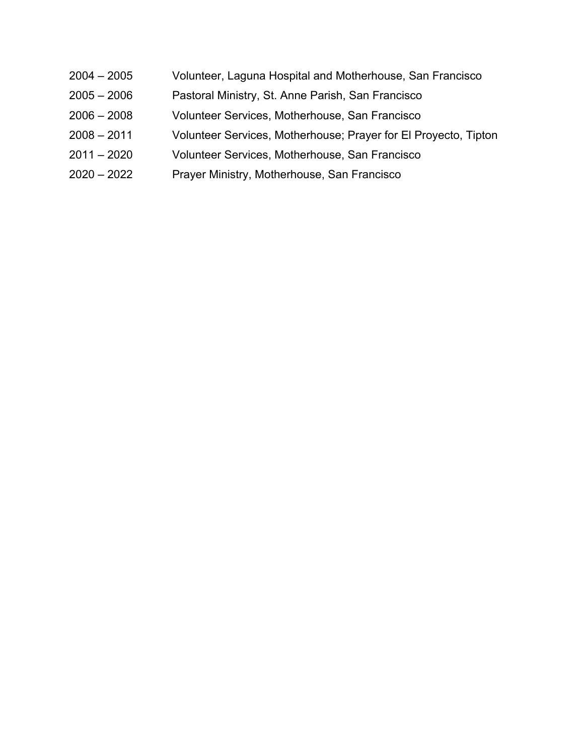| | |
|---|---|
| 2004 – 2005 | Volunteer, Laguna Hospital and Motherhouse, San Francisco |
| 2005 – 2006 | Pastoral Ministry, St. Anne Parish, San Francisco |
| 2006 – 2008 | Volunteer Services, Motherhouse, San Francisco |
| 2008 – 2011 | Volunteer Services, Motherhouse; Prayer for El Proyecto, Tipton |
| 2011 – 2020 | Volunteer Services, Motherhouse, San Francisco |
| 2020 – 2022 | Prayer Ministry, Motherhouse, San Francisco |